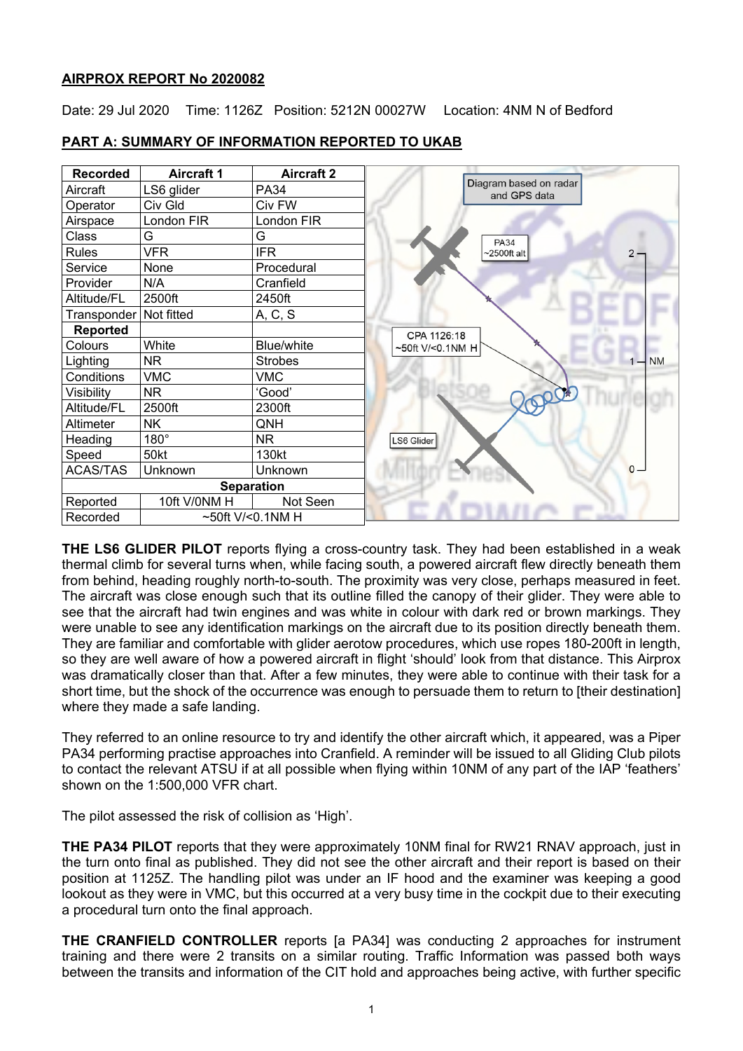**AIRPROX REPORT No 2020082**

Date: 29 Jul 2020   Time: 1126Z   Position: 5212N 00027W   Location: 4NM N of Bedford

**PART A: SUMMARY OF INFORMATION REPORTED TO UKAB**

| Recorded | Aircraft 1 | Aircraft 2 |
|---|---|---|
| Aircraft | LS6 glider | PA34 |
| Operator | Civ Gld | Civ FW |
| Airspace | London FIR | London FIR |
| Class | G | G |
| Rules | VFR | IFR |
| Service | None | Procedural |
| Provider | N/A | Cranfield |
| Altitude/FL | 2500ft | 2450ft |
| Transponder | Not fitted | A, C, S |
| **Reported** | | |
| Colours | White | Blue/white |
| Lighting | NR | Strobes |
| Conditions | VMC | VMC |
| Visibility | NR | 'Good' |
| Altitude/FL | 2500ft | 2300ft |
| Altimeter | NK | QNH |
| Heading | 180° | NR |
| Speed | 50kt | 130kt |
| ACAS/TAS | Unknown | Unknown |
| **Separation** | | |
| Reported | 10ft V/0NM H | Not Seen |
| Recorded | ~50ft V/<0.1NM H | |

Diagram based on radar and GPS data

**THE LS6 GLIDER PILOT** reports flying a cross-country task. They had been established in a weak thermal climb for several turns when, while facing south, a powered aircraft flew directly beneath them from behind, heading roughly north-to-south. The proximity was very close, perhaps measured in feet. The aircraft was close enough such that its outline filled the canopy of their glider. They were able to see that the aircraft had twin engines and was white in colour with dark red or brown markings. They were unable to see any identification markings on the aircraft due to its position directly beneath them. They are familiar and comfortable with glider aerotow procedures, which use ropes 180-200ft in length, so they are well aware of how a powered aircraft in flight 'should' look from that distance. This Airprox was dramatically closer than that. After a few minutes, they were able to continue with their task for a short time, but the shock of the occurrence was enough to persuade them to return to [their destination] where they made a safe landing.

They referred to an online resource to try and identify the other aircraft which, it appeared, was a Piper PA34 performing practise approaches into Cranfield. A reminder will be issued to all Gliding Club pilots to contact the relevant ATSU if at all possible when flying within 10NM of any part of the IAP 'feathers' shown on the 1:500,000 VFR chart.

The pilot assessed the risk of collision as 'High'.

**THE PA34 PILOT** reports that they were approximately 10NM final for RW21 RNAV approach, just in the turn onto final as published. They did not see the other aircraft and their report is based on their position at 1125Z. The handling pilot was under an IF hood and the examiner was keeping a good lookout as they were in VMC, but this occurred at a very busy time in the cockpit due to their executing a procedural turn onto the final approach.

**THE CRANFIELD CONTROLLER** reports [a PA34] was conducting 2 approaches for instrument training and there were 2 transits on a similar routing. Traffic Information was passed both ways between the transits and information of the CIT hold and approaches being active, with further specific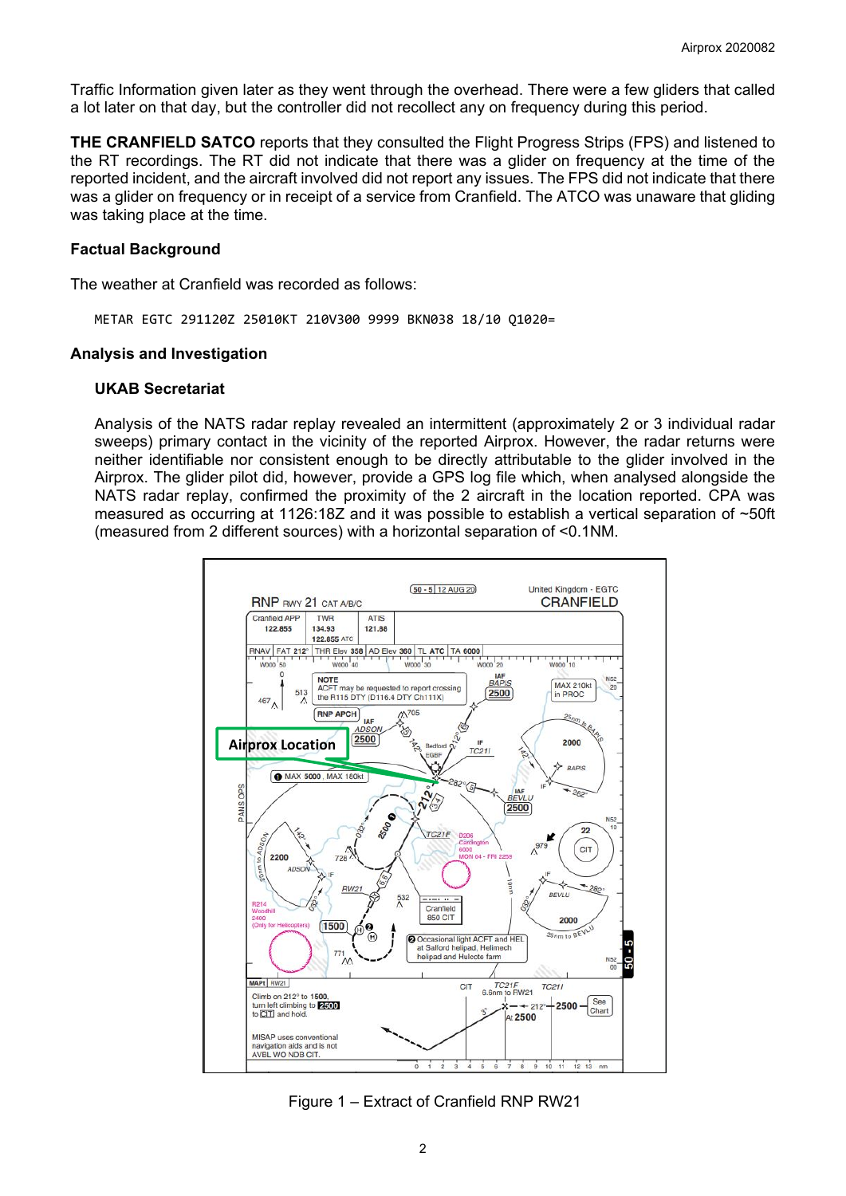Traffic Information given later as they went through the overhead. There were a few gliders that called a lot later on that day, but the controller did not recollect any on frequency during this period.

**THE CRANFIELD SATCO** reports that they consulted the Flight Progress Strips (FPS) and listened to the RT recordings. The RT did not indicate that there was a glider on frequency at the time of the reported incident, and the aircraft involved did not report any issues. The FPS did not indicate that there was a glider on frequency or in receipt of a service from Cranfield. The ATCO was unaware that gliding was taking place at the time.

### Factual Background

The weather at Cranfield was recorded as follows:

```
METAR EGTC 291120Z 25010KT 210V300 9999 BKN038 18/10 Q1020=
```

### Analysis and Investigation

#### UKAB Secretariat

Analysis of the NATS radar replay revealed an intermittent (approximately 2 or 3 individual radar sweeps) primary contact in the vicinity of the reported Airprox. However, the radar returns were neither identifiable nor consistent enough to be directly attributable to the glider involved in the Airprox. The glider pilot did, however, provide a GPS log file which, when analysed alongside the NATS radar replay, confirmed the proximity of the 2 aircraft in the location reported. CPA was measured as occurring at 1126:18Z and it was possible to establish a vertical separation of ~50ft (measured from 2 different sources) with a horizontal separation of <0.1NM.

Figure 1 – Extract of Cranfield RNP RW21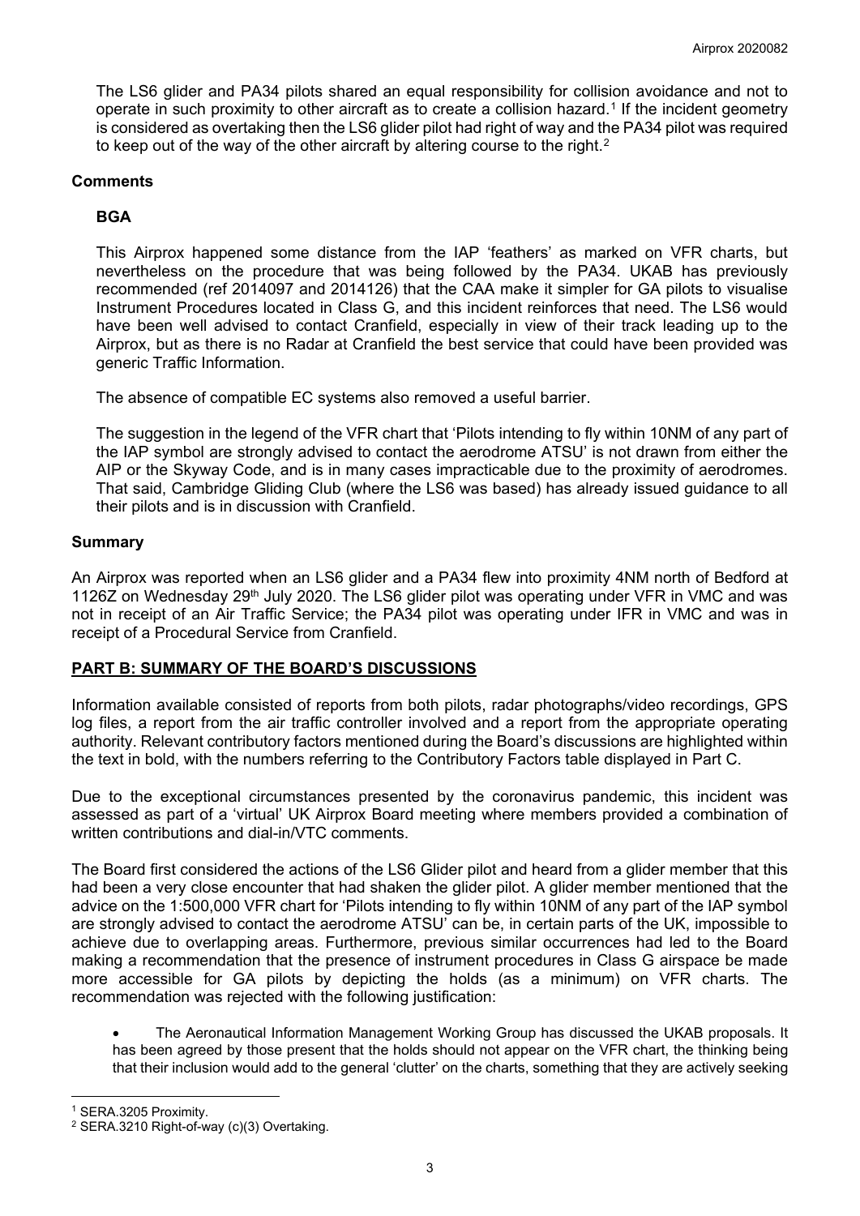The LS6 glider and PA34 pilots shared an equal responsibility for collision avoidance and not to operate in such proximity to other aircraft as to create a collision hazard.[1] If the incident geometry is considered as overtaking then the LS6 glider pilot had right of way and the PA34 pilot was required to keep out of the way of the other aircraft by altering course to the right.[2]

## Comments

### BGA

This Airprox happened some distance from the IAP 'feathers' as marked on VFR charts, but nevertheless on the procedure that was being followed by the PA34. UKAB has previously recommended (ref 2014097 and 2014126) that the CAA make it simpler for GA pilots to visualise Instrument Procedures located in Class G, and this incident reinforces that need. The LS6 would have been well advised to contact Cranfield, especially in view of their track leading up to the Airprox, but as there is no Radar at Cranfield the best service that could have been provided was generic Traffic Information.

The absence of compatible EC systems also removed a useful barrier.

The suggestion in the legend of the VFR chart that 'Pilots intending to fly within 10NM of any part of the IAP symbol are strongly advised to contact the aerodrome ATSU' is not drawn from either the AIP or the Skyway Code, and is in many cases impracticable due to the proximity of aerodromes. That said, Cambridge Gliding Club (where the LS6 was based) has already issued guidance to all their pilots and is in discussion with Cranfield.

## Summary

An Airprox was reported when an LS6 glider and a PA34 flew into proximity 4NM north of Bedford at 1126Z on Wednesday 29th July 2020. The LS6 glider pilot was operating under VFR in VMC and was not in receipt of an Air Traffic Service; the PA34 pilot was operating under IFR in VMC and was in receipt of a Procedural Service from Cranfield.

## PART B: SUMMARY OF THE BOARD'S DISCUSSIONS

Information available consisted of reports from both pilots, radar photographs/video recordings, GPS log files, a report from the air traffic controller involved and a report from the appropriate operating authority. Relevant contributory factors mentioned during the Board's discussions are highlighted within the text in bold, with the numbers referring to the Contributory Factors table displayed in Part C.

Due to the exceptional circumstances presented by the coronavirus pandemic, this incident was assessed as part of a 'virtual' UK Airprox Board meeting where members provided a combination of written contributions and dial-in/VTC comments.

The Board first considered the actions of the LS6 Glider pilot and heard from a glider member that this had been a very close encounter that had shaken the glider pilot. A glider member mentioned that the advice on the 1:500,000 VFR chart for 'Pilots intending to fly within 10NM of any part of the IAP symbol are strongly advised to contact the aerodrome ATSU' can be, in certain parts of the UK, impossible to achieve due to overlapping areas. Furthermore, previous similar occurrences had led to the Board making a recommendation that the presence of instrument procedures in Class G airspace be made more accessible for GA pilots by depicting the holds (as a minimum) on VFR charts. The recommendation was rejected with the following justification:

- The Aeronautical Information Management Working Group has discussed the UKAB proposals. It has been agreed by those present that the holds should not appear on the VFR chart, the thinking being that their inclusion would add to the general 'clutter' on the charts, something that they are actively seeking

---

[1] SERA.3205 Proximity.

[2] SERA.3210 Right-of-way (c)(3) Overtaking.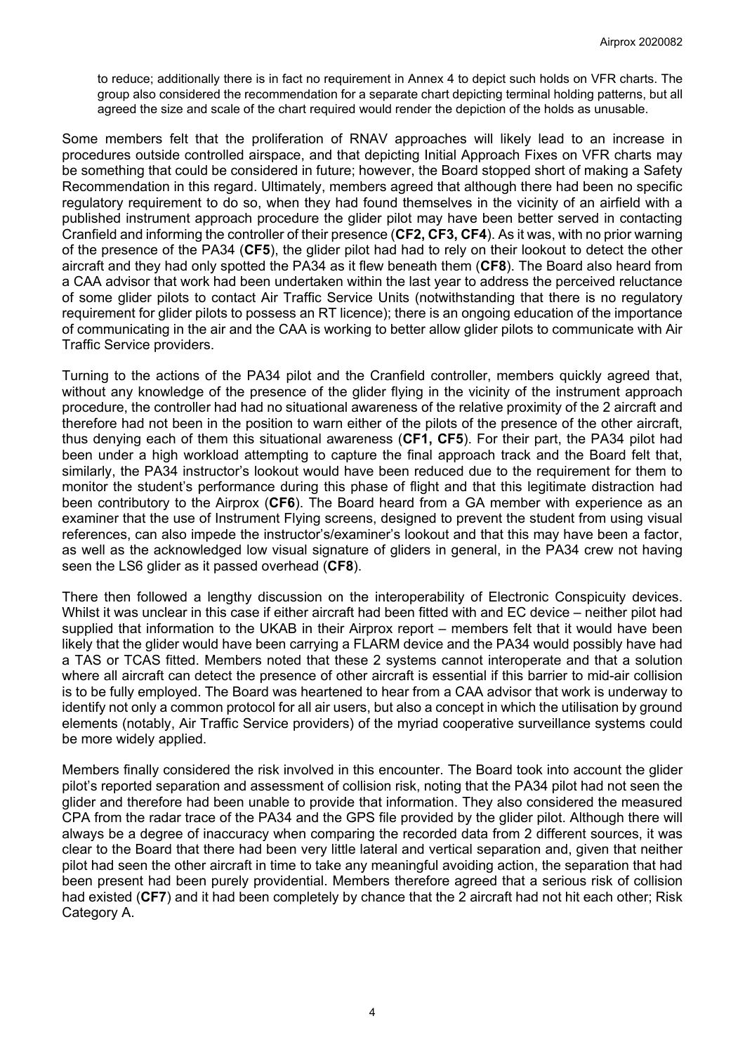to reduce; additionally there is in fact no requirement in Annex 4 to depict such holds on VFR charts. The group also considered the recommendation for a separate chart depicting terminal holding patterns, but all agreed the size and scale of the chart required would render the depiction of the holds as unusable.

Some members felt that the proliferation of RNAV approaches will likely lead to an increase in procedures outside controlled airspace, and that depicting Initial Approach Fixes on VFR charts may be something that could be considered in future; however, the Board stopped short of making a Safety Recommendation in this regard. Ultimately, members agreed that although there had been no specific regulatory requirement to do so, when they had found themselves in the vicinity of an airfield with a published instrument approach procedure the glider pilot may have been better served in contacting Cranfield and informing the controller of their presence (**CF2, CF3, CF4**). As it was, with no prior warning of the presence of the PA34 (**CF5**), the glider pilot had had to rely on their lookout to detect the other aircraft and they had only spotted the PA34 as it flew beneath them (**CF8**). The Board also heard from a CAA advisor that work had been undertaken within the last year to address the perceived reluctance of some glider pilots to contact Air Traffic Service Units (notwithstanding that there is no regulatory requirement for glider pilots to possess an RT licence); there is an ongoing education of the importance of communicating in the air and the CAA is working to better allow glider pilots to communicate with Air Traffic Service providers.

Turning to the actions of the PA34 pilot and the Cranfield controller, members quickly agreed that, without any knowledge of the presence of the glider flying in the vicinity of the instrument approach procedure, the controller had had no situational awareness of the relative proximity of the 2 aircraft and therefore had not been in the position to warn either of the pilots of the presence of the other aircraft, thus denying each of them this situational awareness (**CF1, CF5**). For their part, the PA34 pilot had been under a high workload attempting to capture the final approach track and the Board felt that, similarly, the PA34 instructor's lookout would have been reduced due to the requirement for them to monitor the student's performance during this phase of flight and that this legitimate distraction had been contributory to the Airprox (**CF6**). The Board heard from a GA member with experience as an examiner that the use of Instrument Flying screens, designed to prevent the student from using visual references, can also impede the instructor's/examiner's lookout and that this may have been a factor, as well as the acknowledged low visual signature of gliders in general, in the PA34 crew not having seen the LS6 glider as it passed overhead (**CF8**).

There then followed a lengthy discussion on the interoperability of Electronic Conspicuity devices. Whilst it was unclear in this case if either aircraft had been fitted with and EC device – neither pilot had supplied that information to the UKAB in their Airprox report – members felt that it would have been likely that the glider would have been carrying a FLARM device and the PA34 would possibly have had a TAS or TCAS fitted. Members noted that these 2 systems cannot interoperate and that a solution where all aircraft can detect the presence of other aircraft is essential if this barrier to mid-air collision is to be fully employed. The Board was heartened to hear from a CAA advisor that work is underway to identify not only a common protocol for all air users, but also a concept in which the utilisation by ground elements (notably, Air Traffic Service providers) of the myriad cooperative surveillance systems could be more widely applied.

Members finally considered the risk involved in this encounter. The Board took into account the glider pilot's reported separation and assessment of collision risk, noting that the PA34 pilot had not seen the glider and therefore had been unable to provide that information. They also considered the measured CPA from the radar trace of the PA34 and the GPS file provided by the glider pilot. Although there will always be a degree of inaccuracy when comparing the recorded data from 2 different sources, it was clear to the Board that there had been very little lateral and vertical separation and, given that neither pilot had seen the other aircraft in time to take any meaningful avoiding action, the separation that had been present had been purely providential. Members therefore agreed that a serious risk of collision had existed (**CF7**) and it had been completely by chance that the 2 aircraft had not hit each other; Risk Category A.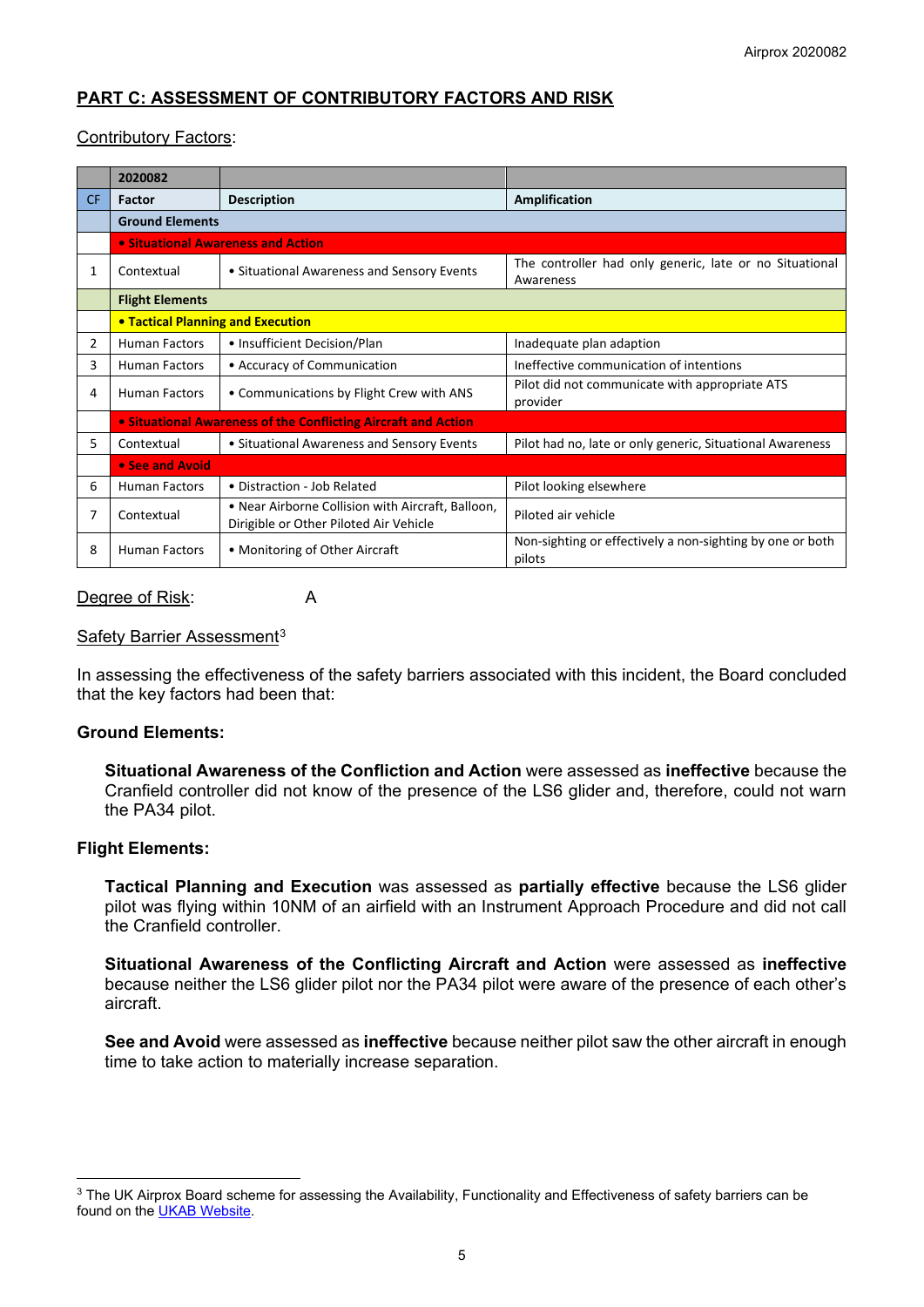## PART C: ASSESSMENT OF CONTRIBUTORY FACTORS AND RISK

Contributory Factors:

| | 2020082 | | |
|---|---|---|---|
| CF | Factor | Description | Amplification |
| | Ground Elements | | |
| | • Situational Awareness and Action | | |
| 1 | Contextual | • Situational Awareness and Sensory Events | The controller had only generic, late or no Situational Awareness |
| | Flight Elements | | |
| | • Tactical Planning and Execution | | |
| 2 | Human Factors | • Insufficient Decision/Plan | Inadequate plan adaption |
| 3 | Human Factors | • Accuracy of Communication | Ineffective communication of intentions |
| 4 | Human Factors | • Communications by Flight Crew with ANS | Pilot did not communicate with appropriate ATS provider |
| | • Situational Awareness of the Conflicting Aircraft and Action | | |
| 5 | Contextual | • Situational Awareness and Sensory Events | Pilot had no, late or only generic, Situational Awareness |
| | • See and Avoid | | |
| 6 | Human Factors | • Distraction - Job Related | Pilot looking elsewhere |
| 7 | Contextual | • Near Airborne Collision with Aircraft, Balloon, Dirigible or Other Piloted Air Vehicle | Piloted air vehicle |
| 8 | Human Factors | • Monitoring of Other Aircraft | Non-sighting or effectively a non-sighting by one or both pilots |

Degree of Risk: A

Safety Barrier Assessment[3]

In assessing the effectiveness of the safety barriers associated with this incident, the Board concluded that the key factors had been that:

**Ground Elements:**

**Situational Awareness of the Confliction and Action** were assessed as **ineffective** because the Cranfield controller did not know of the presence of the LS6 glider and, therefore, could not warn the PA34 pilot.

**Flight Elements:**

**Tactical Planning and Execution** was assessed as **partially effective** because the LS6 glider pilot was flying within 10NM of an airfield with an Instrument Approach Procedure and did not call the Cranfield controller.

**Situational Awareness of the Conflicting Aircraft and Action** were assessed as **ineffective** because neither the LS6 glider pilot nor the PA34 pilot were aware of the presence of each other's aircraft.

**See and Avoid** were assessed as **ineffective** because neither pilot saw the other aircraft in enough time to take action to materially increase separation.

---

[3] The UK Airprox Board scheme for assessing the Availability, Functionality and Effectiveness of safety barriers can be found on the UKAB Website.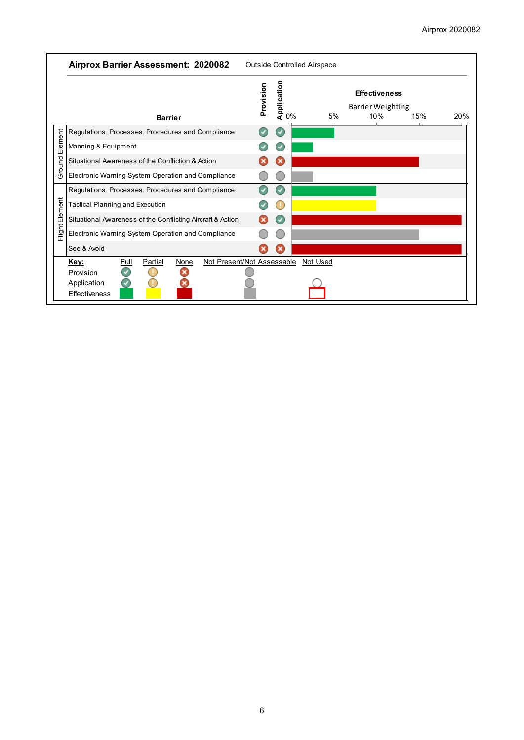**Airprox Barrier Assessment: 2020082** Outside Controlled Airspace

| | Barrier | Provision | Application |
|---|---|---|---|
| Ground Element | Regulations, Processes, Procedures and Compliance | Full | Full |
| | Manning & Equipment | Full | Full |
| | Situational Awareness of the Confliction & Action | None | None |
| | Electronic Warning System Operation and Compliance | Not Present/Not Assessable | Not Present/Not Assessable |
| Flight Element | Regulations, Processes, Procedures and Compliance | Full | Full |
| | Tactical Planning and Execution | Full | Partial |
| | Situational Awareness of the Conflicting Aircraft & Action | None | Full |
| | Electronic Warning System Operation and Compliance | Not Present/Not Assessable | Not Present/Not Assessable |
| | See & Avoid | None | None |

Effectiveness

Barrier Weighting

0% 5% 10% 15% 20%

**Key:** Full Partial None Not Present/Not Assessable Not Used

Provision

Application

Effectiveness